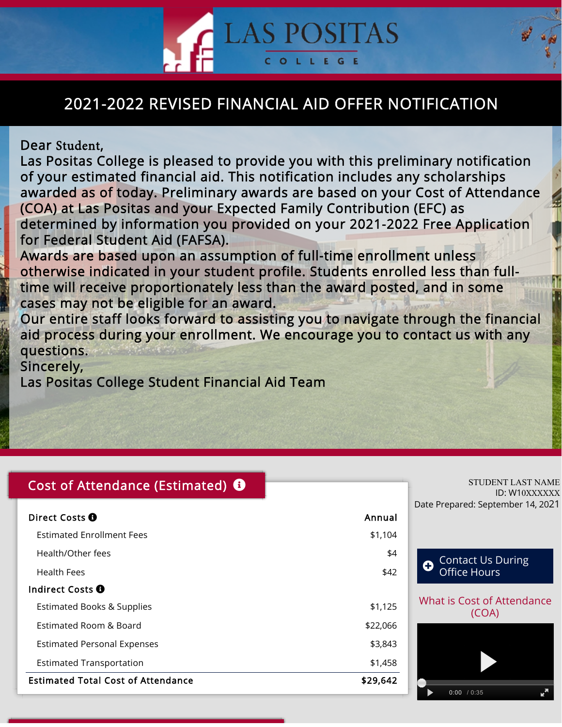# LAS POSITAS COLLEGE

## 2021-2022 REVISED FINANCIAL AID OFFER NOTIFICATION

Dear Student,

Las Positas College is pleased to provide you with this preliminary notification of your estimated financial aid. This notification includes any scholarships awarded as of today. Preliminary awards are based on your Cost of Attendance (COA) at Las Positas and your Expected Family Contribution (EFC) as determined by information you provided on your 2021-2022 Free Application for Federal Student Aid (FAFSA).

Awards are based upon an assumption of full-time enrollment unless otherwise indicated in your student profile. Students enrolled less than full-time will receive proportionately less than the award posted, and in some cases may not be eligible for an award.

Our entire staff looks forward to assisting you to navigate through the financial aid process during your enrollment. We encourage you to contact us with any questions.

Sincerely,

Las Positas College Student Financial Aid Team

STUDENT LAST NAME
ID: W10XXXXXX
Date Prepared: September 14, 2021

## Cost of Attendance (Estimated)

| Direct Costs | Annual |
|---|---|
| Estimated Enrollment Fees | $1,104 |
| Health/Other fees | $4 |
| Health Fees | $42 |
| **Indirect Costs** | |
| Estimated Books & Supplies | $1,125 |
| Estimated Room & Board | $22,066 |
| Estimated Personal Expenses | $3,843 |
| Estimated Transportation | $1,458 |
| **Estimated Total Cost of Attendance** | **$29,642** |

Contact Us During Office Hours

What is Cost of Attendance (COA)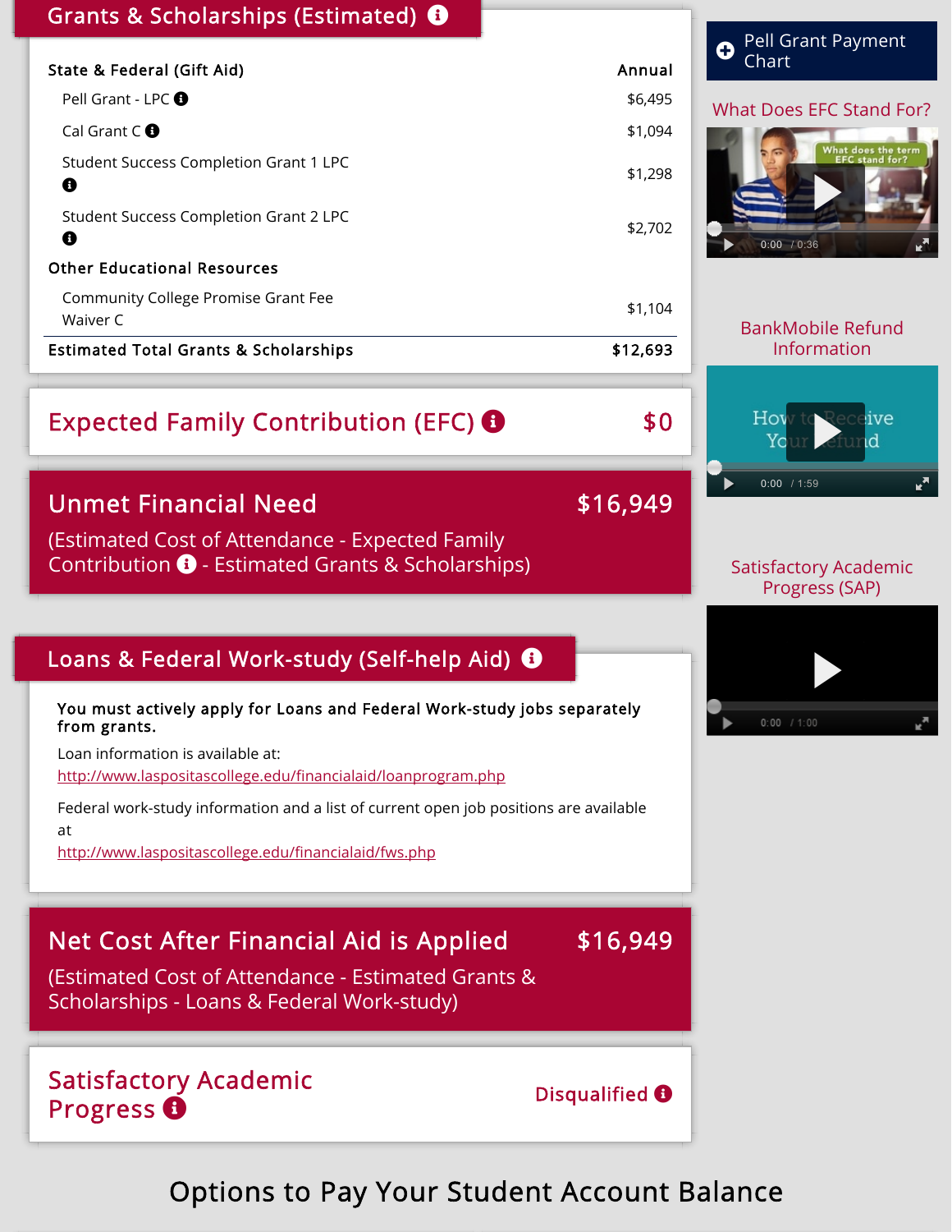## Grants & Scholarships (Estimated)

| State & Federal (Gift Aid) | Annual |
|---|---|
| Pell Grant - LPC | $6,495 |
| Cal Grant C | $1,094 |
| Student Success Completion Grant 1 LPC | $1,298 |
| Student Success Completion Grant 2 LPC | $2,702 |
| **Other Educational Resources** | |
| Community College Promise Grant Fee Waiver C | $1,104 |
| **Estimated Total Grants & Scholarships** | **$12,693** |

## Expected Family Contribution (EFC) $0

## Unmet Financial Need $16,949

(Estimated Cost of Attendance - Expected Family Contribution - Estimated Grants & Scholarships)

## Loans & Federal Work-study (Self-help Aid)

**You must actively apply for Loans and Federal Work-study jobs separately from grants.**

Loan information is available at:
http://www.laspositascollege.edu/financialaid/loanprogram.php

Federal work-study information and a list of current open job positions are available at
http://www.laspositascollege.edu/financialaid/fws.php

## Net Cost After Financial Aid is Applied $16,949

(Estimated Cost of Attendance - Estimated Grants & Scholarships - Loans & Federal Work-study)

## Satisfactory Academic Progress

Disqualified

Pell Grant Payment Chart

What Does EFC Stand For?

BankMobile Refund Information

Satisfactory Academic Progress (SAP)

## Options to Pay Your Student Account Balance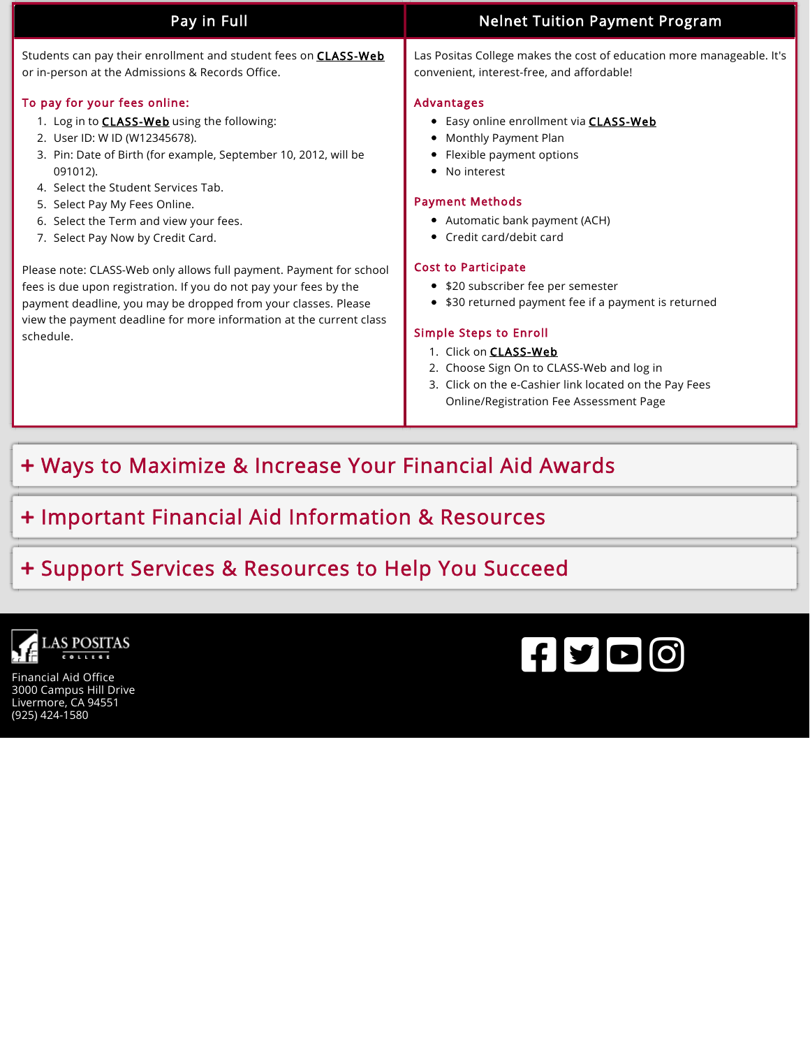## Pay in Full

Students can pay their enrollment and student fees on **CLASS-Web** or in-person at the Admissions & Records Office.

### To pay for your fees online:

1. Log in to **CLASS-Web** using the following:
2. User ID: W ID (W12345678).
3. Pin: Date of Birth (for example, September 10, 2012, will be 091012).
4. Select the Student Services Tab.
5. Select Pay My Fees Online.
6. Select the Term and view your fees.
7. Select Pay Now by Credit Card.

Please note: CLASS-Web only allows full payment. Payment for school fees is due upon registration. If you do not pay your fees by the payment deadline, you may be dropped from your classes. Please view the payment deadline for more information at the current class schedule.

## Nelnet Tuition Payment Program

Las Positas College makes the cost of education more manageable. It's convenient, interest-free, and affordable!

### Advantages

- Easy online enrollment via **CLASS-Web**
- Monthly Payment Plan
- Flexible payment options
- No interest

### Payment Methods

- Automatic bank payment (ACH)
- Credit card/debit card

### Cost to Participate

- $20 subscriber fee per semester
- $30 returned payment fee if a payment is returned

### Simple Steps to Enroll

1. Click on **CLASS-Web**
2. Choose Sign On to CLASS-Web and log in
3. Click on the e-Cashier link located on the Pay Fees Online/Registration Fee Assessment Page

## + Ways to Maximize & Increase Your Financial Aid Awards

## + Important Financial Aid Information & Resources

## + Support Services & Resources to Help You Succeed

LAS POSITAS COLLEGE

Financial Aid Office
3000 Campus Hill Drive
Livermore, CA 94551
(925) 424-1580